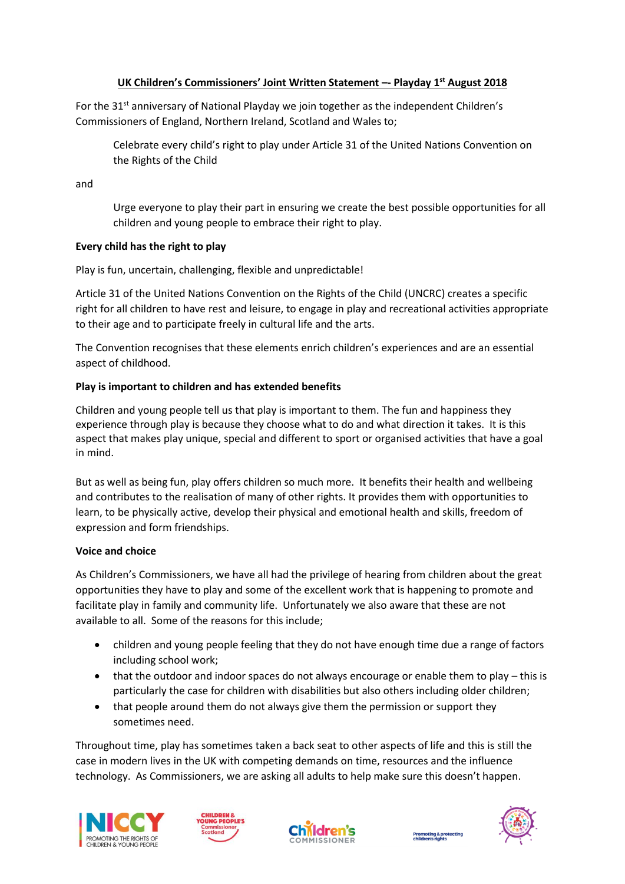# UK Children's Commissioners' Joint Written Statement –- Playday 1st August 2018

For the 31st anniversary of National Playday we join together as the independent Children's Commissioners of England, Northern Ireland, Scotland and Wales to;

> Celebrate every child's right to play under Article 31 of the United Nations Convention on the Rights of the Child

and

> Urge everyone to play their part in ensuring we create the best possible opportunities for all children and young people to embrace their right to play.

**Every child has the right to play**

Play is fun, uncertain, challenging, flexible and unpredictable!

Article 31 of the United Nations Convention on the Rights of the Child (UNCRC) creates a specific right for all children to have rest and leisure, to engage in play and recreational activities appropriate to their age and to participate freely in cultural life and the arts.

The Convention recognises that these elements enrich children's experiences and are an essential aspect of childhood.

**Play is important to children and has extended benefits**

Children and young people tell us that play is important to them. The fun and happiness they experience through play is because they choose what to do and what direction it takes. It is this aspect that makes play unique, special and different to sport or organised activities that have a goal in mind.

But as well as being fun, play offers children so much more. It benefits their health and wellbeing and contributes to the realisation of many of other rights. It provides them with opportunities to learn, to be physically active, develop their physical and emotional health and skills, freedom of expression and form friendships.

**Voice and choice**

As Children's Commissioners, we have all had the privilege of hearing from children about the great opportunities they have to play and some of the excellent work that is happening to promote and facilitate play in family and community life. Unfortunately we also aware that these are not available to all. Some of the reasons for this include;

- children and young people feeling that they do not have enough time due a range of factors including school work;
- that the outdoor and indoor spaces do not always encourage or enable them to play – this is particularly the case for children with disabilities but also others including older children;
- that people around them do not always give them the permission or support they sometimes need.

Throughout time, play has sometimes taken a back seat to other aspects of life and this is still the case in modern lives in the UK with competing demands on time, resources and the influence technology. As Commissioners, we are asking all adults to help make sure this doesn't happen.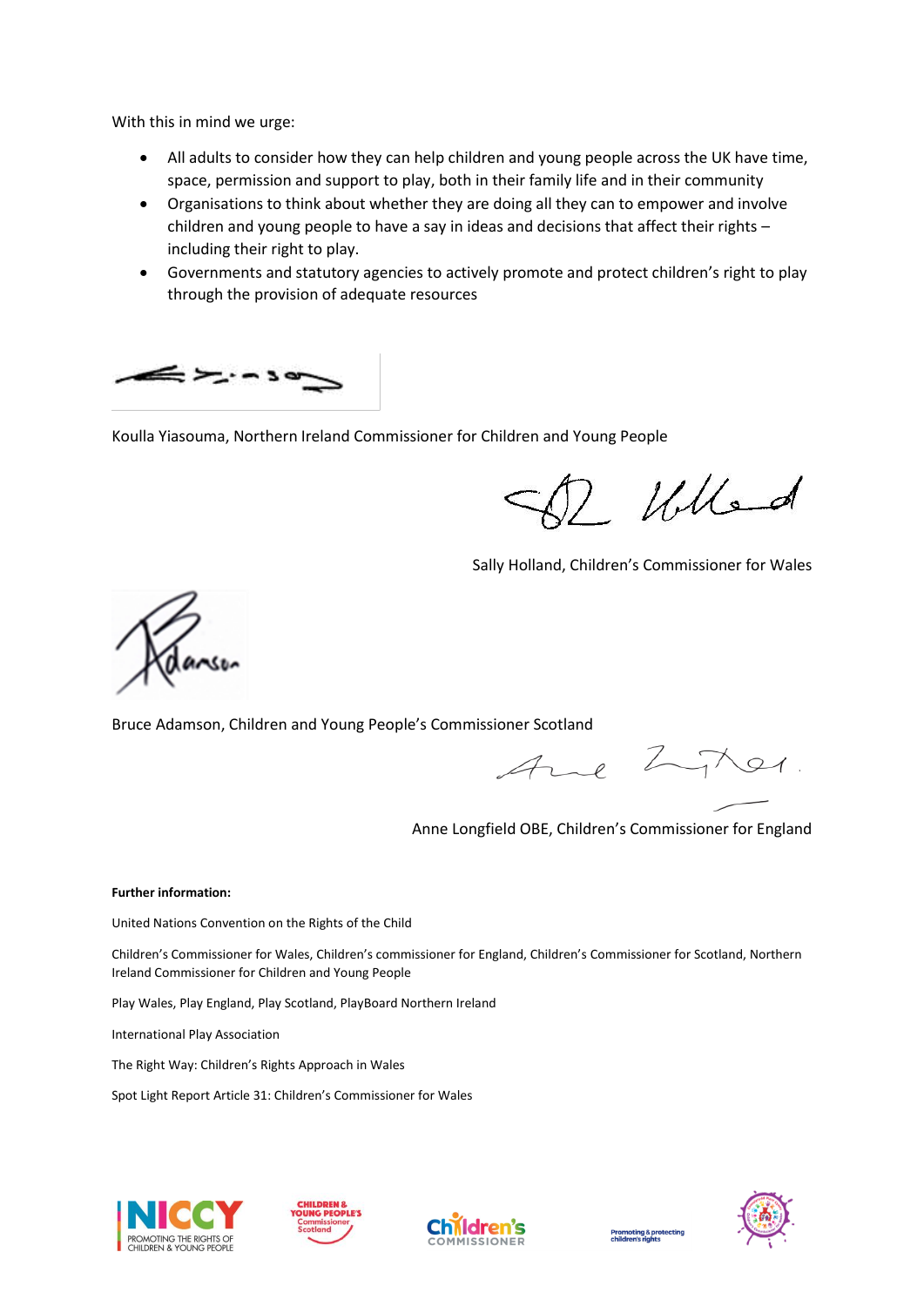With this in mind we urge:

- All adults to consider how they can help children and young people across the UK have time, space, permission and support to play, both in their family life and in their community
- Organisations to think about whether they are doing all they can to empower and involve children and young people to have a say in ideas and decisions that affect their rights – including their right to play.
- Governments and statutory agencies to actively promote and protect children's right to play through the provision of adequate resources

Koulla Yiasouma, Northern Ireland Commissioner for Children and Young People

Sally Holland, Children's Commissioner for Wales

Bruce Adamson, Children and Young People's Commissioner Scotland

Anne Longfield OBE, Children's Commissioner for England

**Further information:**

United Nations Convention on the Rights of the Child

Children's Commissioner for Wales, Children's commissioner for England, Children's Commissioner for Scotland, Northern Ireland Commissioner for Children and Young People

Play Wales, Play England, Play Scotland, PlayBoard Northern Ireland

International Play Association

The Right Way: Children's Rights Approach in Wales

Spot Light Report Article 31: Children's Commissioner for Wales

NICCY PROMOTING THE RIGHTS OF CHILDREN & YOUNG PEOPLE

CHILDREN & YOUNG PEOPLE'S Commissioner Scotland

Children's COMMISSIONER

Promoting & protecting children's rights